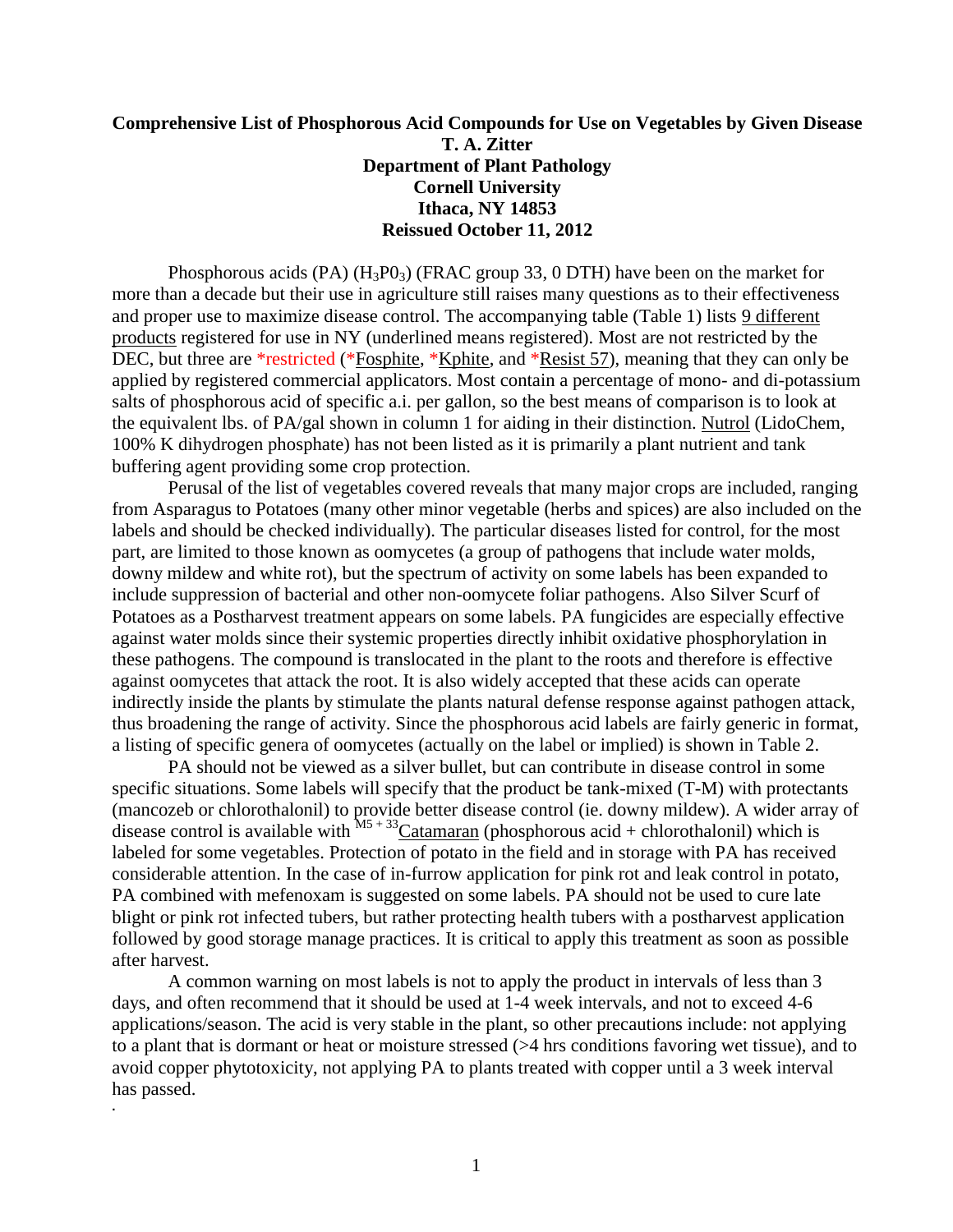**Comprehensive List of Phosphorous Acid Compounds for Use on Vegetables by Given Disease**

**T. A. Zitter**

**Department of Plant Pathology**

**Cornell University**

**Ithaca, NY 14853**

**Reissued October 11, 2012**

Phosphorous acids (PA) ($H_3P0_3$) (FRAC group 33, 0 DTH) have been on the market for more than a decade but their use in agriculture still raises many questions as to their effectiveness and proper use to maximize disease control. The accompanying table (Table 1) lists 9 different products registered for use in NY (underlined means registered). Most are not restricted by the DEC, but three are *restricted (*Fosphite, *Kphite, and *Resist 57), meaning that they can only be applied by registered commercial applicators. Most contain a percentage of mono- and di-potassium salts of phosphorous acid of specific a.i. per gallon, so the best means of comparison is to look at the equivalent lbs. of PA/gal shown in column 1 for aiding in their distinction. Nutrol (LidoChem, 100% K dihydrogen phosphate) has not been listed as it is primarily a plant nutrient and tank buffering agent providing some crop protection.

Perusal of the list of vegetables covered reveals that many major crops are included, ranging from Asparagus to Potatoes (many other minor vegetable (herbs and spices) are also included on the labels and should be checked individually). The particular diseases listed for control, for the most part, are limited to those known as oomycetes (a group of pathogens that include water molds, downy mildew and white rot), but the spectrum of activity on some labels has been expanded to include suppression of bacterial and other non-oomycete foliar pathogens. Also Silver Scurf of Potatoes as a Postharvest treatment appears on some labels. PA fungicides are especially effective against water molds since their systemic properties directly inhibit oxidative phosphorylation in these pathogens. The compound is translocated in the plant to the roots and therefore is effective against oomycetes that attack the root. It is also widely accepted that these acids can operate indirectly inside the plants by stimulate the plants natural defense response against pathogen attack, thus broadening the range of activity. Since the phosphorous acid labels are fairly generic in format, a listing of specific genera of oomycetes (actually on the label or implied) is shown in Table 2.

PA should not be viewed as a silver bullet, but can contribute in disease control in some specific situations. Some labels will specify that the product be tank-mixed (T-M) with protectants (mancozeb or chlorothalonil) to provide better disease control (ie. downy mildew). A wider array of disease control is available with $^{M5+33}$Catamaran (phosphorous acid + chlorothalonil) which is labeled for some vegetables. Protection of potato in the field and in storage with PA has received considerable attention. In the case of in-furrow application for pink rot and leak control in potato, PA combined with mefenoxam is suggested on some labels. PA should not be used to cure late blight or pink rot infected tubers, but rather protecting health tubers with a postharvest application followed by good storage manage practices. It is critical to apply this treatment as soon as possible after harvest.

A common warning on most labels is not to apply the product in intervals of less than 3 days, and often recommend that it should be used at 1-4 week intervals, and not to exceed 4-6 applications/season. The acid is very stable in the plant, so other precautions include: not applying to a plant that is dormant or heat or moisture stressed (>4 hrs conditions favoring wet tissue), and to avoid copper phytotoxicity, not applying PA to plants treated with copper until a 3 week interval has passed.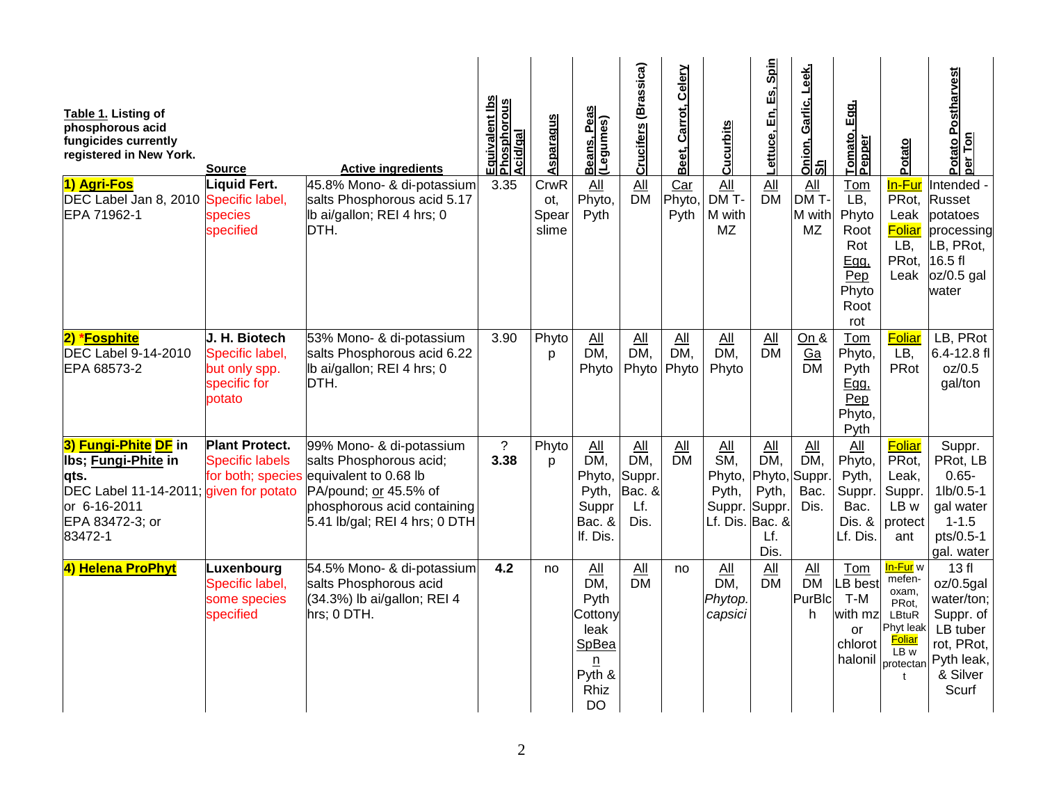| **Table 1.** Listing of phosphorous acid fungicides currently registered in New York. | Source | Active ingredients | Equivalent lbs Phosphorous Acid/gal | Asparagus | Beans, Peas (Legumes) | Crucifers (Brassica) | Beet, Carrot, Celery | Cucurbits | Lettuce, En, Es, Spin | Onion, Garlic, Leek, Sh | Tomato, Egg, Pepper | Potato | Potato Postharvest per Ton |
|---|---|---|---|---|---|---|---|---|---|---|---|---|---|
| **1) Agri-Fos** DEC Label Jan 8, 2010 EPA 71962-1 | **Liquid Fert.** Specific label, species specified | 45.8% Mono- & di-potassium salts Phosphorous acid 5.17 lb ai/gallon; REI 4 hrs; 0 DTH. | 3.35 | CrwRot, Spear slime | All Phyto, Pyth | All DM | Car Phyto, Pyth | All DM T-M with MZ | All DM | All DM T-M with MZ | Tom LB, Phyto Root Rot Egg, Pep Phyto Root rot | In-Fur PRot, Leak Foliar LB, PRot, Leak | Intended - Russet potatoes processing LB, PRot, 16.5 fl oz/0.5 gal water |
| **2) *Fosphite** DEC Label 9-14-2010 EPA 68573-2 | **J. H. Biotech** Specific label, but only spp. specific for potato | 53% Mono- & di-potassium salts Phosphorous acid 6.22 lb ai/gallon; REI 4 hrs; 0 DTH. | 3.90 | Phytop | All DM, Phyto | All DM, Phyto | All DM, Phyto | All DM, Phyto | All DM | On & Ga DM | Tom Phyto, Pyth Egg, Pep Phyto, Pyth | Foliar LB, PRot | LB, PRot 6.4-12.8 fl oz/0.5 gal/ton |
| **3) Fungi-Phite DF in lbs; Fungi-Phite in qts.** DEC Label 11-14-2011; or 6-16-2011 EPA 83472-3; or 83472-1 | **Plant Protect.** Specific labels for both; species given for potato | 99% Mono- & di-potassium salts Phosphorous acid; equivalent to 0.68 lb PA/pound; or 45.5% of phosphorous acid containing 5.41 lb/gal; REI 4 hrs; 0 DTH | ? **3.38** | Phytop | All DM, Phyto, Pyth, Suppr Bac. & lf. Dis. | All DM, Suppr. Bac. & Lf. Dis. | All DM | All SM, Phyto, Pyth, Suppr. Lf. Dis. | All DM, Phyto, Pyth, Suppr. Bac. & Lf. Dis. | All DM, Suppr. Bac. Dis. | All Phyto, Pyth, Suppr. Bac. Dis. & Lf. Dis. | Foliar PRot, Leak, Suppr. LB w protectant | Suppr. PRot, LB 0.65-1lb/0.5-1 gal water 1-1.5 pts/0.5-1 gal. water |
| **4) Helena ProPhyt** | **Luxenbourg** Specific label, some species specified | 54.5% Mono- & di-potassium salts Phosphorous acid (34.3%) lb ai/gallon; REI 4 hrs; 0 DTH. | **4.2** | no | All DM, Pyth Cottony leak SpBean Pyth & Rhiz DO | All DM | no | All DM, *Phytop. capsici* | All DM | All DM PurBlch | Tom LB best T-M with mz or chlorothalonil | In-Fur w mefen-oxam, PRot, LBtuR Phyt leak Foliar LB w protectant | 13 fl oz/0.5gal water/ton; Suppr. of LB tuber rot, PRot, Pyth leak, & Silver Scurf |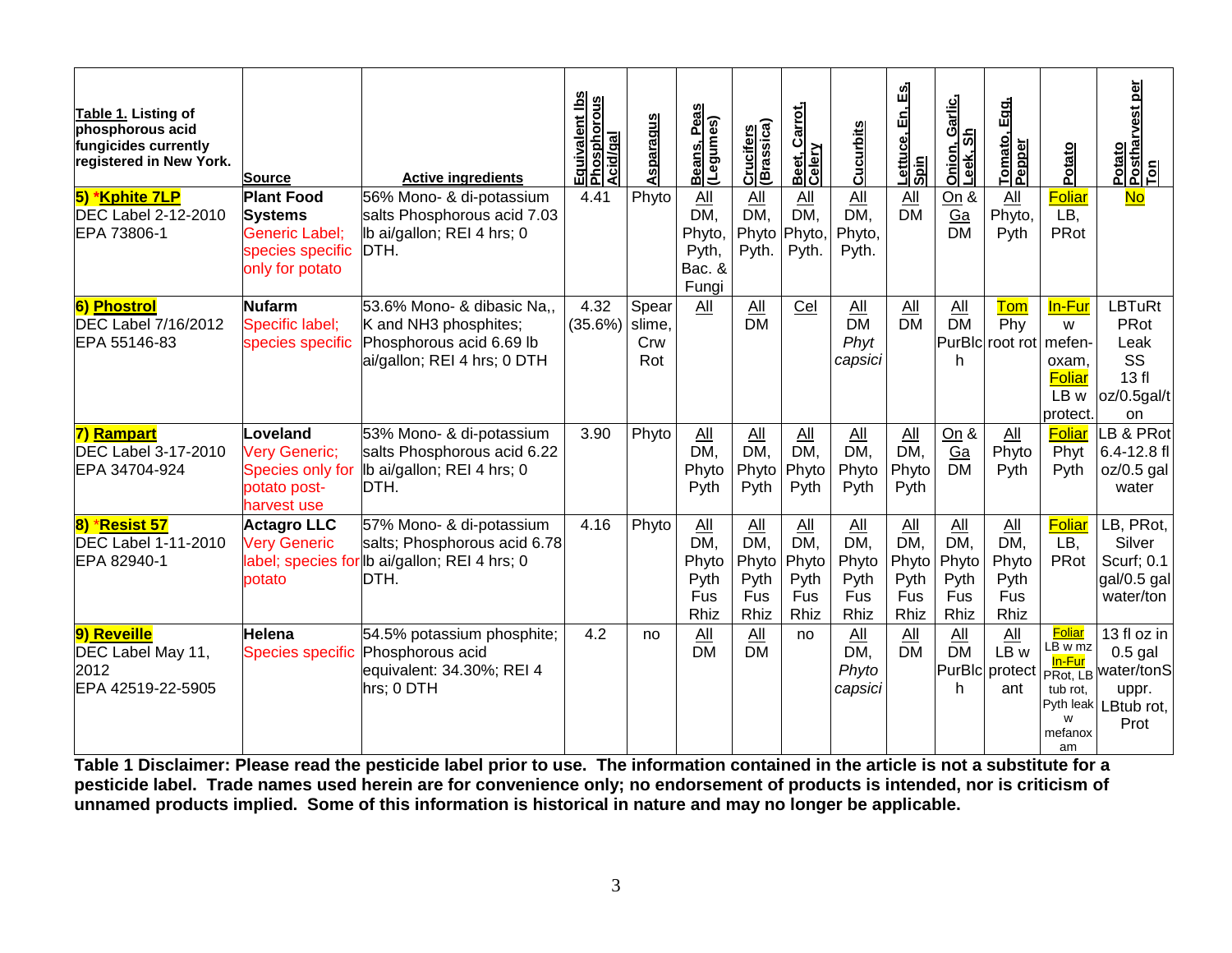| **Table 1.** Listing of phosphorous acid fungicides currently registered in New York. | Source | Active ingredients | Equivalent lbs Phosphorous Acid/gal | Asparagus | Beans, Peas (Legumes) | Crucifers (Brassica) | Beet, Carrot, Celery | Cucurbits | Lettuce, En. Es, Spin | Onion, Garlic, Leek, Sh | Tomato, Egg, Pepper | Potato | Potato Postharvest per Ton |
|---|---|---|---|---|---|---|---|---|---|---|---|---|---|
| 5) *Kphite 7LP DEC Label 2-12-2010 EPA 73806-1 | **Plant Food Systems** Generic Label; species specific only for potato | 56% Mono- & di-potassium salts Phosphorous acid 7.03 lb ai/gallon; REI 4 hrs; 0 DTH. | 4.41 | Phyto | All DM, Phyto, Pyth, Bac. & Fungi | All DM, Phyto Pyth. | All DM, Phyto, Pyth. | All DM, Phyto, Pyth. | All DM | On & Ga DM | All Phyto, Pyth | Foliar LB, PRot | No |
| 6) Phostrol DEC Label 7/16/2012 EPA 55146-83 | **Nufarm** Specific label; species specific | 53.6% Mono- & dibasic Na,, K and NH3 phosphites; Phosphorous acid 6.69 lb ai/gallon; REI 4 hrs; 0 DTH | 4.32 (35.6%) | Spear slime, Crw Rot | All | All DM | Cel | All DM *Phyt capsici* | All DM | All DM PurBlch | Tom Phy root rot | In-Fur w mefen-oxam, Foliar LB w protect. | LBTuRt PRot Leak SS 13 fl oz/0.5gal/ton |
| 7) Rampart DEC Label 3-17-2010 EPA 34704-924 | **Loveland** Very Generic; Species only for potato post-harvest use | 53% Mono- & di-potassium salts Phosphorous acid 6.22 lb ai/gallon; REI 4 hrs; 0 DTH. | 3.90 | Phyto | All DM, Phyto Pyth | All DM, Phyto Pyth | All DM, Phyto Pyth | All DM, Phyto Pyth | All DM, Phyto Pyth | On & Ga DM | All Phyto Pyth | Foliar Phyt Pyth | LB & PRot 6.4-12.8 fl oz/0.5 gal water |
| 8) *Resist 57 DEC Label 1-11-2010 EPA 82940-1 | **Actagro LLC** Very Generic label; species for potato | 57% Mono- & di-potassium salts; Phosphorous acid 6.78 lb ai/gallon; REI 4 hrs; 0 DTH. | 4.16 | Phyto | All DM, Phyto Pyth Fus Rhiz | All DM, Phyto Pyth Fus Rhiz | All DM, Phyto Pyth Fus Rhiz | All DM, Phyto Pyth Fus Rhiz | All DM, Phyto Pyth Fus Rhiz | All DM, Phyto Pyth Fus Rhiz | All DM, Phyto Pyth Fus Rhiz | Foliar LB, PRot | LB, PRot, Silver Scurf; 0.1 gal/0.5 gal water/ton |
| 9) Reveille DEC Label May 11, 2012 EPA 42519-22-5905 | **Helena** Species specific | 54.5% potassium phosphite; Phosphorous acid equivalent: 34.30%; REI 4 hrs; 0 DTH | 4.2 | no | All DM | All DM | no | All DM, *Phyto capsici* | All DM | All DM PurBlch | All LB w protectant | Foliar LB w mz In-Fur PRot, LB tub rot, Pyth leak w mefanoxam | 13 fl oz in 0.5 gal water/tonSuppr. LBtub rot, Prot |

**Table 1 Disclaimer: Please read the pesticide label prior to use. The information contained in the article is not a substitute for a pesticide label. Trade names used herein are for convenience only; no endorsement of products is intended, nor is criticism of unnamed products implied. Some of this information is historical in nature and may no longer be applicable.**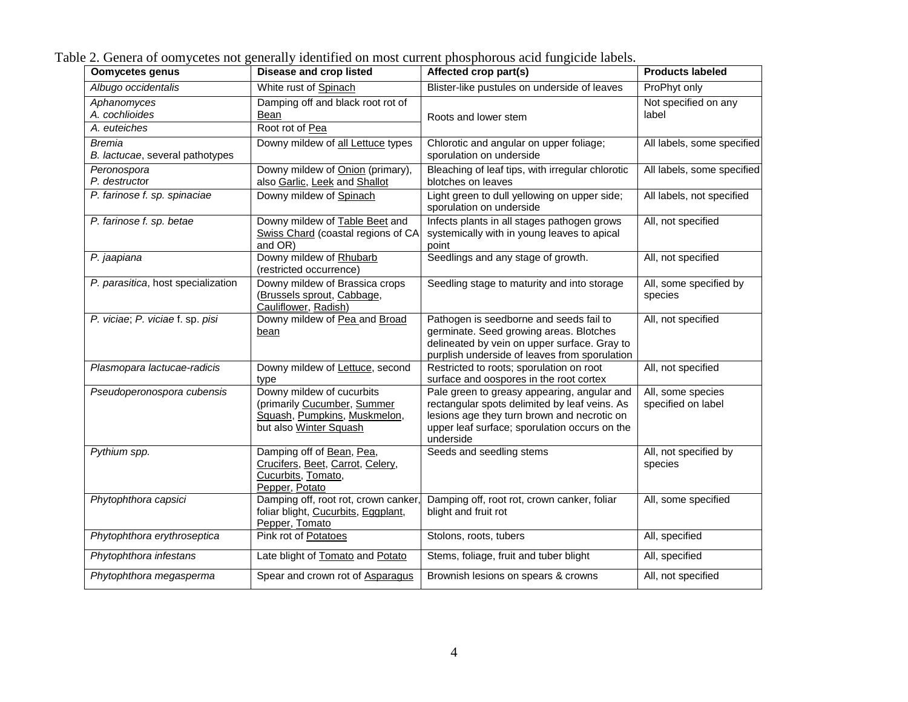Table 2. Genera of oomycetes not generally identified on most current phosphorous acid fungicide labels.

| Oomycetes genus | Disease and crop listed | Affected crop part(s) | Products labeled |
|---|---|---|---|
| *Albugo occidentalis* | White rust of Spinach | Blister-like pustules on underside of leaves | ProPhyt only |
| *Aphanomyces*<br>*A. cochlioides* | Damping off and black root rot of Bean | Roots and lower stem | Not specified on any label |
| *A. euteiches* | Root rot of Pea | | |
| *Bremia*<br>*B. lactucae*, several pathotypes | Downy mildew of all Lettuce types | Chlorotic and angular on upper foliage; sporulation on underside | All labels, some specified |
| *Peronospora*<br>*P. destructor* | Downy mildew of Onion (primary), also Garlic, Leek and Shallot | Bleaching of leaf tips, with irregular chlorotic blotches on leaves | All labels, some specified |
| *P. farinose f. sp. spinaciae* | Downy mildew of Spinach | Light green to dull yellowing on upper side; sporulation on underside | All labels, not specified |
| *P. farinose f. sp. betae* | Downy mildew of Table Beet and Swiss Chard (coastal regions of CA and OR) | Infects plants in all stages pathogen grows systemically with in young leaves to apical point | All, not specified |
| *P. jaapiana* | Downy mildew of Rhubarb (restricted occurrence) | Seedlings and any stage of growth. | All, not specified |
| *P. parasitica*, host specialization | Downy mildew of Brassica crops (Brussels sprout, Cabbage, Cauliflower, Radish) | Seedling stage to maturity and into storage | All, some specified by species |
| *P. viciae*; *P. viciae* f. sp. *pisi* | Downy mildew of Pea and Broad bean | Pathogen is seedborne and seeds fail to germinate. Seed growing areas. Blotches delineated by vein on upper surface. Gray to purplish underside of leaves from sporulation | All, not specified |
| *Plasmopara lactucae-radicis* | Downy mildew of Lettuce, second type | Restricted to roots; sporulation on root surface and oospores in the root cortex | All, not specified |
| *Pseudoperonospora cubensis* | Downy mildew of cucurbits (primarily Cucumber, Summer Squash, Pumpkins, Muskmelon, but also Winter Squash | Pale green to greasy appearing, angular and rectangular spots delimited by leaf veins. As lesions age they turn brown and necrotic on upper leaf surface; sporulation occurs on the underside | All, some species specified on label |
| *Pythium spp.* | Damping off of Bean, Pea, Crucifers, Beet, Carrot, Celery, Cucurbits, Tomato, Pepper, Potato | Seeds and seedling stems | All, not specified by species |
| *Phytophthora capsici* | Damping off, root rot, crown canker, foliar blight, Cucurbits, Eggplant, Pepper, Tomato | Damping off, root rot, crown canker, foliar blight and fruit rot | All, some specified |
| *Phytophthora erythroseptica* | Pink rot of Potatoes | Stolons, roots, tubers | All, specified |
| *Phytophthora infestans* | Late blight of Tomato and Potato | Stems, foliage, fruit and tuber blight | All, specified |
| *Phytophthora megasperma* | Spear and crown rot of Asparagus | Brownish lesions on spears & crowns | All, not specified |